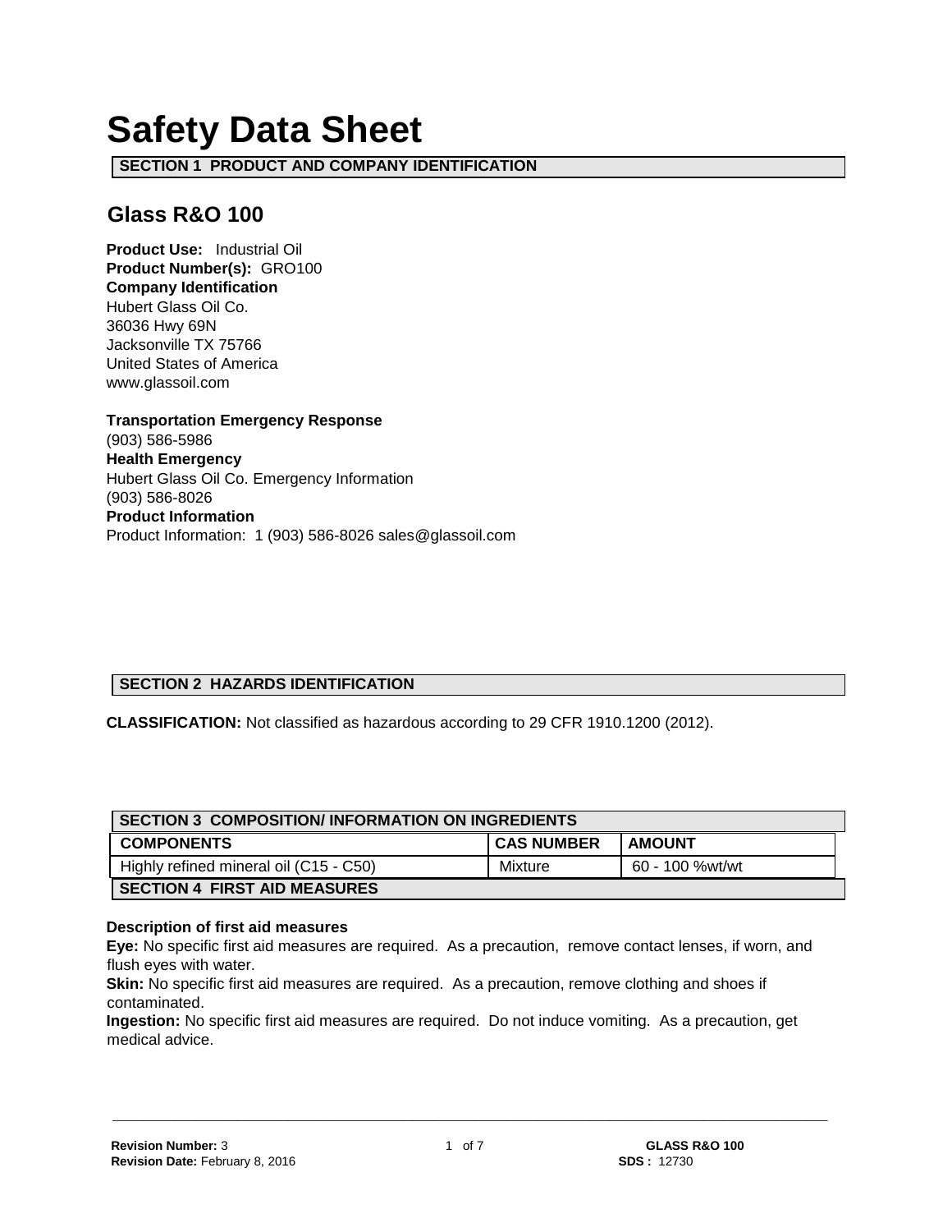# Safety Data Sheet

## SECTION 1 PRODUCT AND COMPANY IDENTIFICATION

### Glass R&O 100

**Product Use:** Industrial Oil
**Product Number(s):** GRO100
**Company Identification**
Hubert Glass Oil Co.
36036 Hwy 69N
Jacksonville TX 75766
United States of America
www.glassoil.com

**Transportation Emergency Response**
(903) 586-5986
**Health Emergency**
Hubert Glass Oil Co. Emergency Information
(903) 586-8026
**Product Information**
Product Information: 1 (903) 586-8026 sales@glassoil.com

## SECTION 2 HAZARDS IDENTIFICATION

**CLASSIFICATION:** Not classified as hazardous according to 29 CFR 1910.1200 (2012).

## SECTION 3 COMPOSITION/ INFORMATION ON INGREDIENTS

| COMPONENTS | CAS NUMBER | AMOUNT |
|---|---|---|
| Highly refined mineral oil (C15 - C50) | Mixture | 60 - 100 %wt/wt |

## SECTION 4 FIRST AID MEASURES

**Description of first aid measures**
**Eye:** No specific first aid measures are required. As a precaution, remove contact lenses, if worn, and flush eyes with water.
**Skin:** No specific first aid measures are required. As a precaution, remove clothing and shoes if contaminated.
**Ingestion:** No specific first aid measures are required. Do not induce vomiting. As a precaution, get medical advice.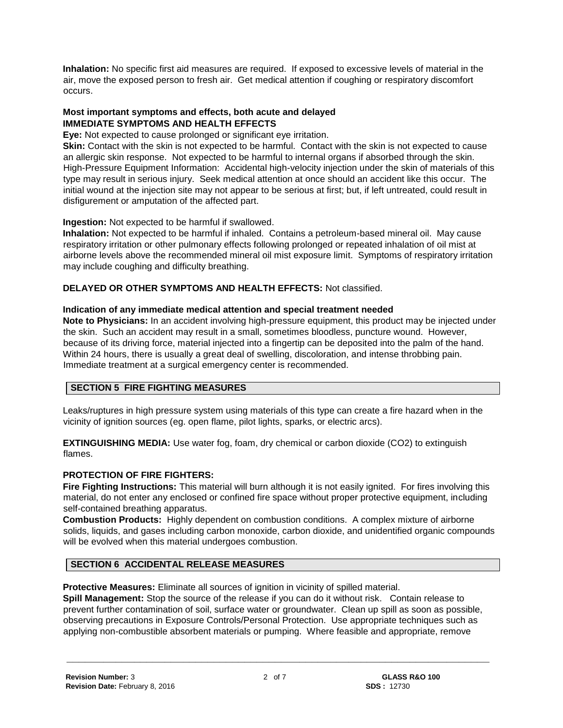**Inhalation:** No specific first aid measures are required. If exposed to excessive levels of material in the air, move the exposed person to fresh air. Get medical attention if coughing or respiratory discomfort occurs.

**Most important symptoms and effects, both acute and delayed**
**IMMEDIATE SYMPTOMS AND HEALTH EFFECTS**

**Eye:** Not expected to cause prolonged or significant eye irritation.

**Skin:** Contact with the skin is not expected to be harmful. Contact with the skin is not expected to cause an allergic skin response. Not expected to be harmful to internal organs if absorbed through the skin. High-Pressure Equipment Information: Accidental high-velocity injection under the skin of materials of this type may result in serious injury. Seek medical attention at once should an accident like this occur. The initial wound at the injection site may not appear to be serious at first; but, if left untreated, could result in disfigurement or amputation of the affected part.

**Ingestion:** Not expected to be harmful if swallowed.

**Inhalation:** Not expected to be harmful if inhaled. Contains a petroleum-based mineral oil. May cause respiratory irritation or other pulmonary effects following prolonged or repeated inhalation of oil mist at airborne levels above the recommended mineral oil mist exposure limit. Symptoms of respiratory irritation may include coughing and difficulty breathing.

**DELAYED OR OTHER SYMPTOMS AND HEALTH EFFECTS:** Not classified.

**Indication of any immediate medical attention and special treatment needed**

**Note to Physicians:** In an accident involving high-pressure equipment, this product may be injected under the skin. Such an accident may result in a small, sometimes bloodless, puncture wound. However, because of its driving force, material injected into a fingertip can be deposited into the palm of the hand. Within 24 hours, there is usually a great deal of swelling, discoloration, and intense throbbing pain. Immediate treatment at a surgical emergency center is recommended.

## SECTION 5 FIRE FIGHTING MEASURES

Leaks/ruptures in high pressure system using materials of this type can create a fire hazard when in the vicinity of ignition sources (eg. open flame, pilot lights, sparks, or electric arcs).

**EXTINGUISHING MEDIA:** Use water fog, foam, dry chemical or carbon dioxide ($CO_2$) to extinguish flames.

**PROTECTION OF FIRE FIGHTERS:**

**Fire Fighting Instructions:** This material will burn although it is not easily ignited. For fires involving this material, do not enter any enclosed or confined fire space without proper protective equipment, including self-contained breathing apparatus.

**Combustion Products:** Highly dependent on combustion conditions. A complex mixture of airborne solids, liquids, and gases including carbon monoxide, carbon dioxide, and unidentified organic compounds will be evolved when this material undergoes combustion.

## SECTION 6 ACCIDENTAL RELEASE MEASURES

**Protective Measures:** Eliminate all sources of ignition in vicinity of spilled material.

**Spill Management:** Stop the source of the release if you can do it without risk. Contain release to prevent further contamination of soil, surface water or groundwater. Clean up spill as soon as possible, observing precautions in Exposure Controls/Personal Protection. Use appropriate techniques such as applying non-combustible absorbent materials or pumping. Where feasible and appropriate, remove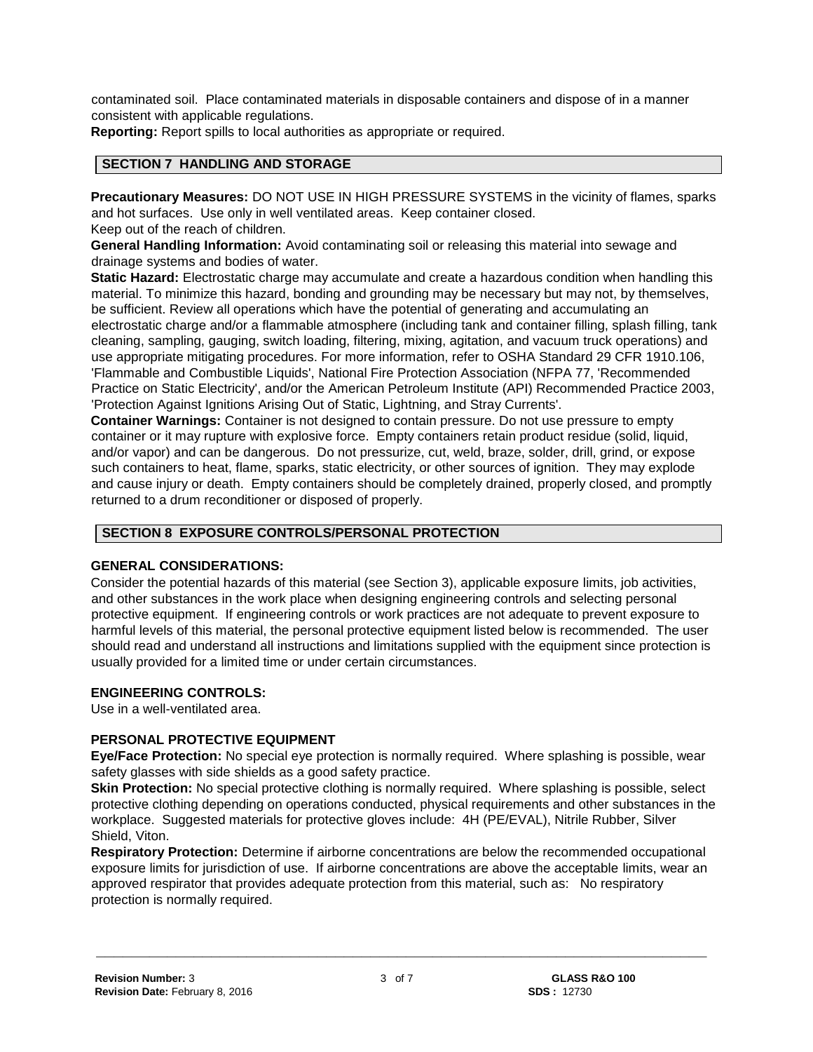contaminated soil. Place contaminated materials in disposable containers and dispose of in a manner consistent with applicable regulations.

**Reporting:** Report spills to local authorities as appropriate or required.

## SECTION 7 HANDLING AND STORAGE

**Precautionary Measures:** DO NOT USE IN HIGH PRESSURE SYSTEMS in the vicinity of flames, sparks and hot surfaces. Use only in well ventilated areas. Keep container closed.
Keep out of the reach of children.

**General Handling Information:** Avoid contaminating soil or releasing this material into sewage and drainage systems and bodies of water.

**Static Hazard:** Electrostatic charge may accumulate and create a hazardous condition when handling this material. To minimize this hazard, bonding and grounding may be necessary but may not, by themselves, be sufficient. Review all operations which have the potential of generating and accumulating an electrostatic charge and/or a flammable atmosphere (including tank and container filling, splash filling, tank cleaning, sampling, gauging, switch loading, filtering, mixing, agitation, and vacuum truck operations) and use appropriate mitigating procedures. For more information, refer to OSHA Standard 29 CFR 1910.106, 'Flammable and Combustible Liquids', National Fire Protection Association (NFPA 77, 'Recommended Practice on Static Electricity', and/or the American Petroleum Institute (API) Recommended Practice 2003, 'Protection Against Ignitions Arising Out of Static, Lightning, and Stray Currents'.

**Container Warnings:** Container is not designed to contain pressure. Do not use pressure to empty container or it may rupture with explosive force. Empty containers retain product residue (solid, liquid, and/or vapor) and can be dangerous. Do not pressurize, cut, weld, braze, solder, drill, grind, or expose such containers to heat, flame, sparks, static electricity, or other sources of ignition. They may explode and cause injury or death. Empty containers should be completely drained, properly closed, and promptly returned to a drum reconditioner or disposed of properly.

## SECTION 8 EXPOSURE CONTROLS/PERSONAL PROTECTION

### GENERAL CONSIDERATIONS:

Consider the potential hazards of this material (see Section 3), applicable exposure limits, job activities, and other substances in the work place when designing engineering controls and selecting personal protective equipment. If engineering controls or work practices are not adequate to prevent exposure to harmful levels of this material, the personal protective equipment listed below is recommended. The user should read and understand all instructions and limitations supplied with the equipment since protection is usually provided for a limited time or under certain circumstances.

### ENGINEERING CONTROLS:

Use in a well-ventilated area.

### PERSONAL PROTECTIVE EQUIPMENT

**Eye/Face Protection:** No special eye protection is normally required. Where splashing is possible, wear safety glasses with side shields as a good safety practice.

**Skin Protection:** No special protective clothing is normally required. Where splashing is possible, select protective clothing depending on operations conducted, physical requirements and other substances in the workplace. Suggested materials for protective gloves include: 4H (PE/EVAL), Nitrile Rubber, Silver Shield, Viton.

**Respiratory Protection:** Determine if airborne concentrations are below the recommended occupational exposure limits for jurisdiction of use. If airborne concentrations are above the acceptable limits, wear an approved respirator that provides adequate protection from this material, such as: No respiratory protection is normally required.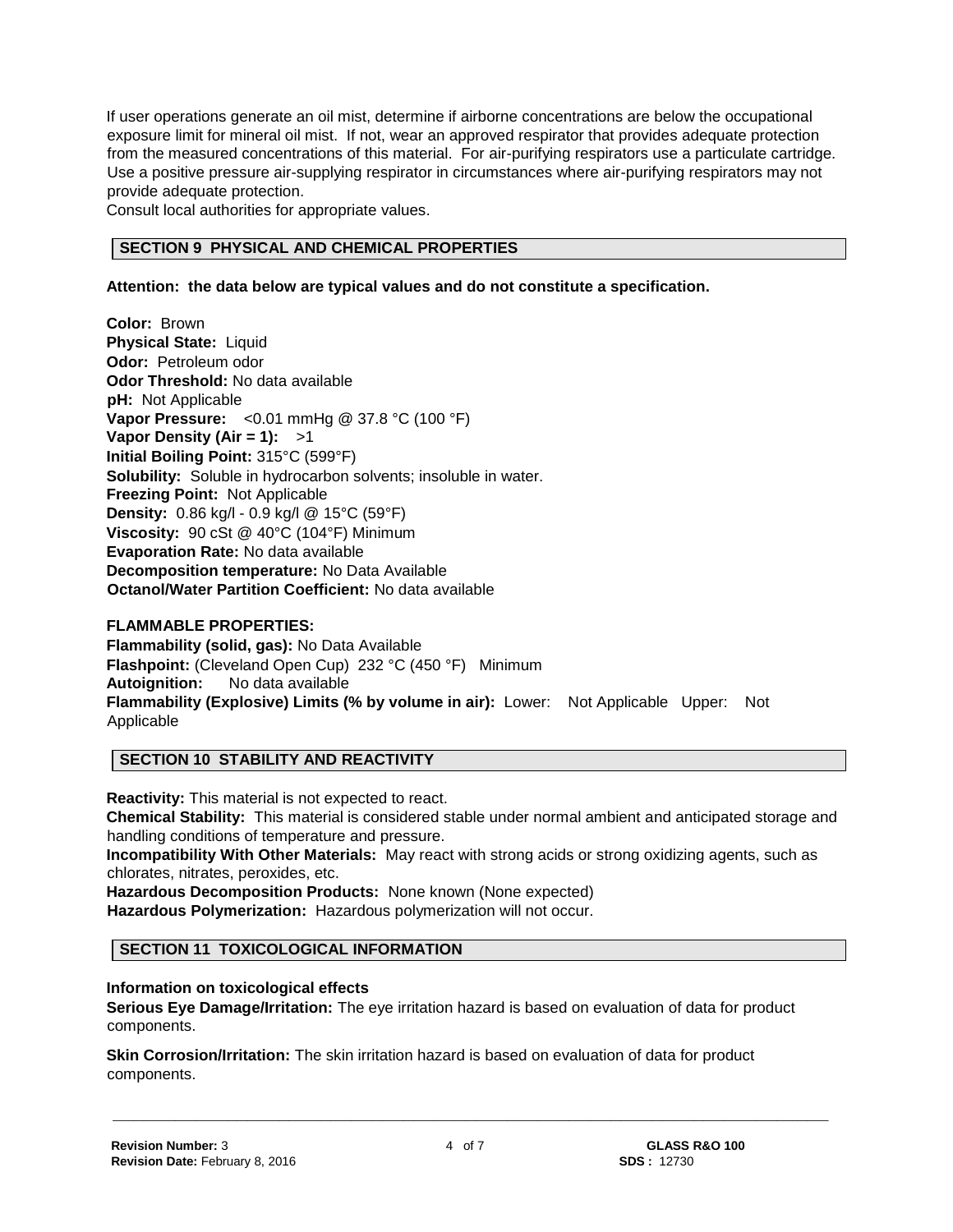If user operations generate an oil mist, determine if airborne concentrations are below the occupational exposure limit for mineral oil mist. If not, wear an approved respirator that provides adequate protection from the measured concentrations of this material. For air-purifying respirators use a particulate cartridge. Use a positive pressure air-supplying respirator in circumstances where air-purifying respirators may not provide adequate protection.
Consult local authorities for appropriate values.

## SECTION 9 PHYSICAL AND CHEMICAL PROPERTIES

**Attention: the data below are typical values and do not constitute a specification.**

**Color:** Brown
**Physical State:** Liquid
**Odor:** Petroleum odor
**Odor Threshold:** No data available
**pH:** Not Applicable
**Vapor Pressure:** <0.01 mmHg @ 37.8 °C (100 °F)
**Vapor Density (Air = 1):** >1
**Initial Boiling Point:** 315°C (599°F)
**Solubility:** Soluble in hydrocarbon solvents; insoluble in water.
**Freezing Point:** Not Applicable
**Density:** 0.86 kg/l - 0.9 kg/l @ 15°C (59°F)
**Viscosity:** 90 cSt @ 40°C (104°F) Minimum
**Evaporation Rate:** No data available
**Decomposition temperature:** No Data Available
**Octanol/Water Partition Coefficient:** No data available

**FLAMMABLE PROPERTIES:**
**Flammability (solid, gas):** No Data Available
**Flashpoint:** (Cleveland Open Cup) 232 °C (450 °F) Minimum
**Autoignition:** No data available
**Flammability (Explosive) Limits (% by volume in air):** Lower: Not Applicable Upper: Not Applicable

## SECTION 10 STABILITY AND REACTIVITY

**Reactivity:** This material is not expected to react.
**Chemical Stability:** This material is considered stable under normal ambient and anticipated storage and handling conditions of temperature and pressure.
**Incompatibility With Other Materials:** May react with strong acids or strong oxidizing agents, such as chlorates, nitrates, peroxides, etc.
**Hazardous Decomposition Products:** None known (None expected)
**Hazardous Polymerization:** Hazardous polymerization will not occur.

## SECTION 11 TOXICOLOGICAL INFORMATION

**Information on toxicological effects**
**Serious Eye Damage/Irritation:** The eye irritation hazard is based on evaluation of data for product components.

**Skin Corrosion/Irritation:** The skin irritation hazard is based on evaluation of data for product components.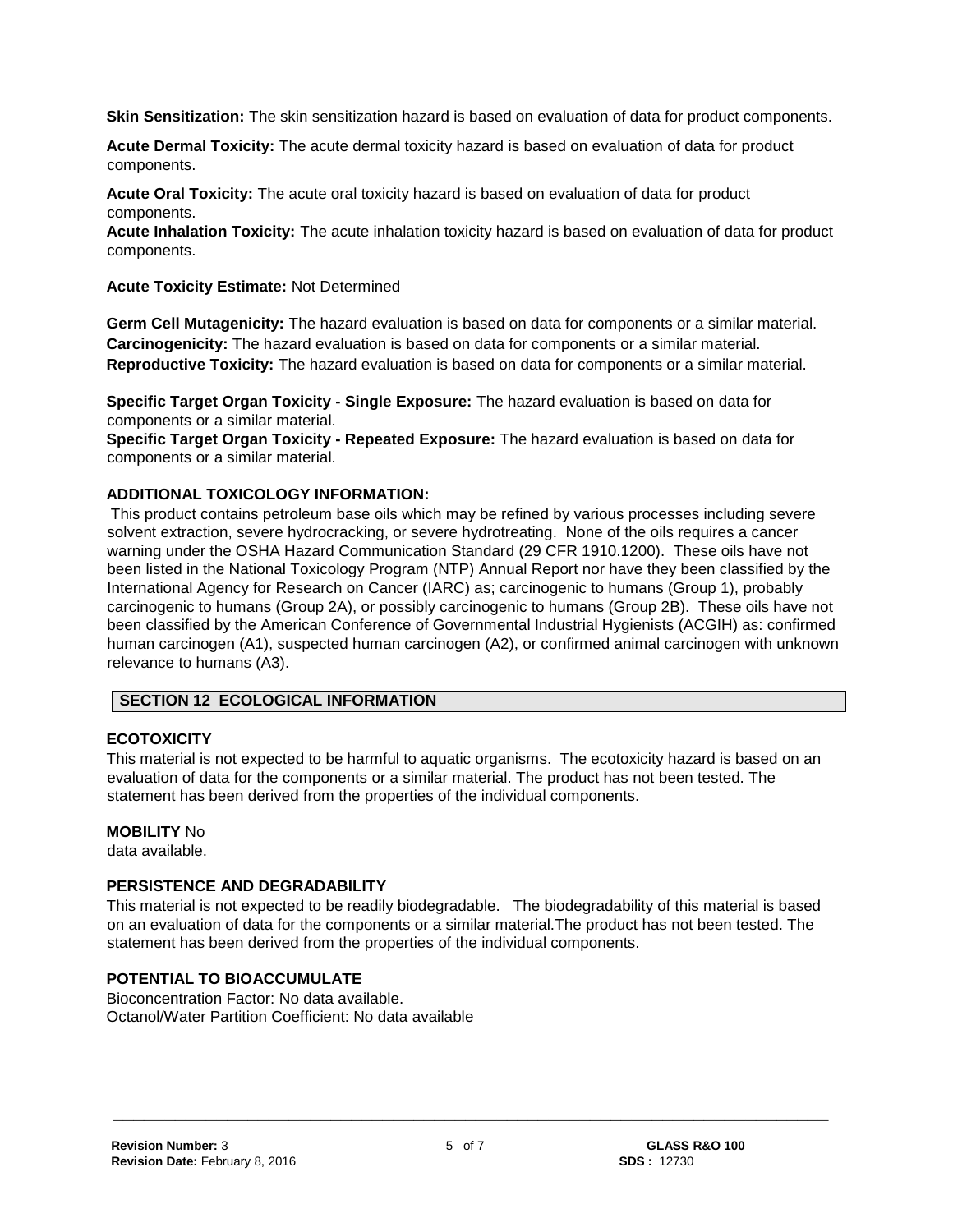**Skin Sensitization:** The skin sensitization hazard is based on evaluation of data for product components.

**Acute Dermal Toxicity:** The acute dermal toxicity hazard is based on evaluation of data for product components.

**Acute Oral Toxicity:** The acute oral toxicity hazard is based on evaluation of data for product components.

**Acute Inhalation Toxicity:** The acute inhalation toxicity hazard is based on evaluation of data for product components.

**Acute Toxicity Estimate:** Not Determined

**Germ Cell Mutagenicity:** The hazard evaluation is based on data for components or a similar material.

**Carcinogenicity:** The hazard evaluation is based on data for components or a similar material.

**Reproductive Toxicity:** The hazard evaluation is based on data for components or a similar material.

**Specific Target Organ Toxicity - Single Exposure:** The hazard evaluation is based on data for components or a similar material.

**Specific Target Organ Toxicity - Repeated Exposure:** The hazard evaluation is based on data for components or a similar material.

**ADDITIONAL TOXICOLOGY INFORMATION:**

This product contains petroleum base oils which may be refined by various processes including severe solvent extraction, severe hydrocracking, or severe hydrotreating. None of the oils requires a cancer warning under the OSHA Hazard Communication Standard (29 CFR 1910.1200). These oils have not been listed in the National Toxicology Program (NTP) Annual Report nor have they been classified by the International Agency for Research on Cancer (IARC) as; carcinogenic to humans (Group 1), probably carcinogenic to humans (Group 2A), or possibly carcinogenic to humans (Group 2B). These oils have not been classified by the American Conference of Governmental Industrial Hygienists (ACGIH) as: confirmed human carcinogen (A1), suspected human carcinogen (A2), or confirmed animal carcinogen with unknown relevance to humans (A3).

## SECTION 12 ECOLOGICAL INFORMATION

**ECOTOXICITY**

This material is not expected to be harmful to aquatic organisms. The ecotoxicity hazard is based on an evaluation of data for the components or a similar material. The product has not been tested. The statement has been derived from the properties of the individual components.

**MOBILITY** No data available.

**PERSISTENCE AND DEGRADABILITY**

This material is not expected to be readily biodegradable. The biodegradability of this material is based on an evaluation of data for the components or a similar material.The product has not been tested. The statement has been derived from the properties of the individual components.

**POTENTIAL TO BIOACCUMULATE**

Bioconcentration Factor: No data available.
Octanol/Water Partition Coefficient: No data available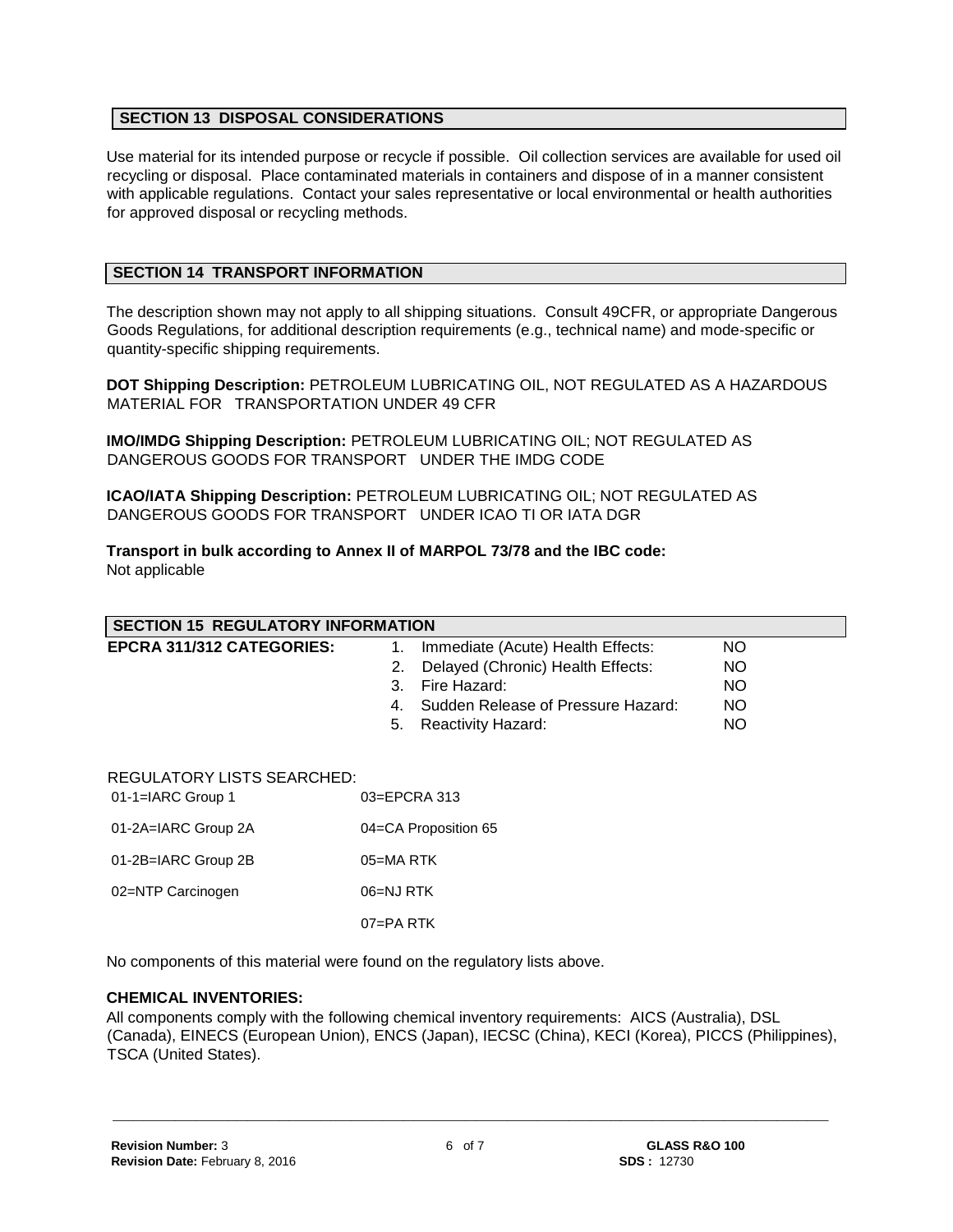## SECTION 13 DISPOSAL CONSIDERATIONS

Use material for its intended purpose or recycle if possible. Oil collection services are available for used oil recycling or disposal. Place contaminated materials in containers and dispose of in a manner consistent with applicable regulations. Contact your sales representative or local environmental or health authorities for approved disposal or recycling methods.

## SECTION 14 TRANSPORT INFORMATION

The description shown may not apply to all shipping situations. Consult 49CFR, or appropriate Dangerous Goods Regulations, for additional description requirements (e.g., technical name) and mode-specific or quantity-specific shipping requirements.

**DOT Shipping Description:** PETROLEUM LUBRICATING OIL, NOT REGULATED AS A HAZARDOUS MATERIAL FOR TRANSPORTATION UNDER 49 CFR

**IMO/IMDG Shipping Description:** PETROLEUM LUBRICATING OIL; NOT REGULATED AS DANGEROUS GOODS FOR TRANSPORT UNDER THE IMDG CODE

**ICAO/IATA Shipping Description:** PETROLEUM LUBRICATING OIL; NOT REGULATED AS DANGEROUS GOODS FOR TRANSPORT UNDER ICAO TI OR IATA DGR

**Transport in bulk according to Annex II of MARPOL 73/78 and the IBC code:**
Not applicable

## SECTION 15 REGULATORY INFORMATION

**EPCRA 311/312 CATEGORIES:**

1. Immediate (Acute) Health Effects: NO
2. Delayed (Chronic) Health Effects: NO
3. Fire Hazard: NO
4. Sudden Release of Pressure Hazard: NO
5. Reactivity Hazard: NO

REGULATORY LISTS SEARCHED:

| | |
|---|---|
| 01-1=IARC Group 1 | 03=EPCRA 313 |
| 01-2A=IARC Group 2A | 04=CA Proposition 65 |
| 01-2B=IARC Group 2B | 05=MA RTK |
| 02=NTP Carcinogen | 06=NJ RTK |
| | 07=PA RTK |

No components of this material were found on the regulatory lists above.

**CHEMICAL INVENTORIES:**

All components comply with the following chemical inventory requirements: AICS (Australia), DSL (Canada), EINECS (European Union), ENCS (Japan), IECSC (China), KECI (Korea), PICCS (Philippines), TSCA (United States).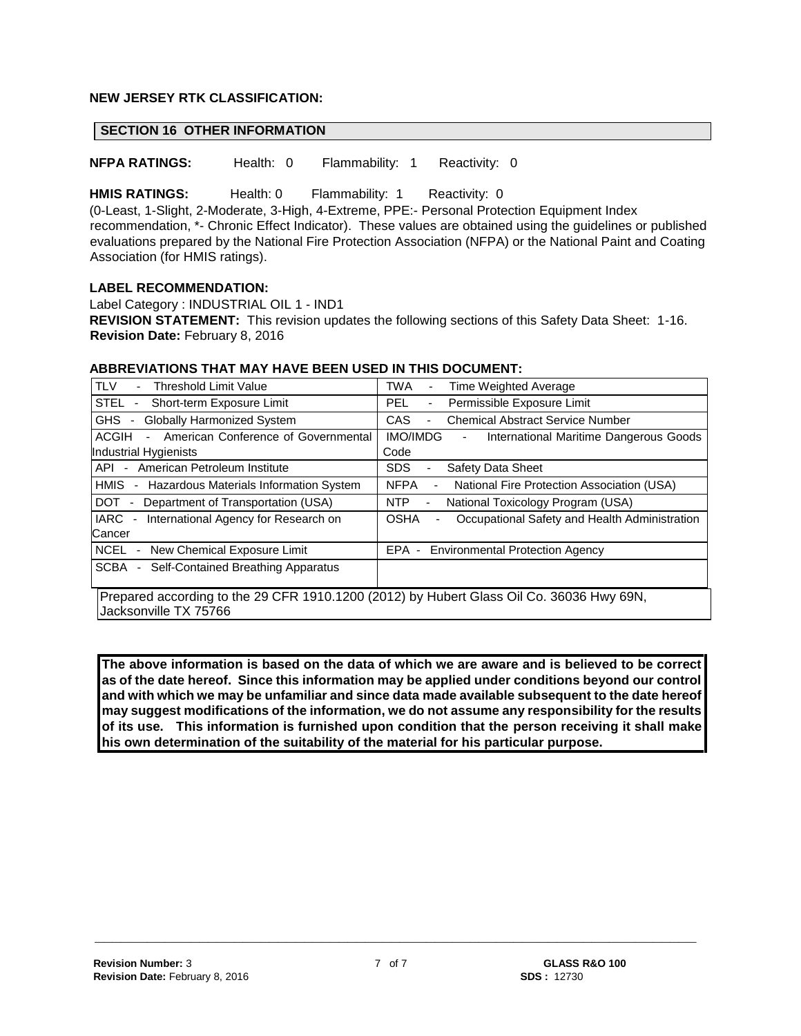**NEW JERSEY RTK CLASSIFICATION:**

## SECTION 16 OTHER INFORMATION

**NFPA RATINGS:** Health: 0 Flammability: 1 Reactivity: 0

**HMIS RATINGS:** Health: 0 Flammability: 1 Reactivity: 0

(0-Least, 1-Slight, 2-Moderate, 3-High, 4-Extreme, PPE:- Personal Protection Equipment Index recommendation, *- Chronic Effect Indicator). These values are obtained using the guidelines or published evaluations prepared by the National Fire Protection Association (NFPA) or the National Paint and Coating Association (for HMIS ratings).

**LABEL RECOMMENDATION:**

Label Category : INDUSTRIAL OIL 1 - IND1

**REVISION STATEMENT:** This revision updates the following sections of this Safety Data Sheet: 1-16.

**Revision Date:** February 8, 2016

**ABBREVIATIONS THAT MAY HAVE BEEN USED IN THIS DOCUMENT:**

| | |
|---|---|
| TLV - Threshold Limit Value | TWA - Time Weighted Average |
| STEL - Short-term Exposure Limit | PEL - Permissible Exposure Limit |
| GHS - Globally Harmonized System | CAS - Chemical Abstract Service Number |
| ACGIH - American Conference of Governmental Industrial Hygienists | IMO/IMDG - International Maritime Dangerous Goods Code |
| API - American Petroleum Institute | SDS - Safety Data Sheet |
| HMIS - Hazardous Materials Information System | NFPA - National Fire Protection Association (USA) |
| DOT - Department of Transportation (USA) | NTP - National Toxicology Program (USA) |
| IARC - International Agency for Research on Cancer | OSHA - Occupational Safety and Health Administration |
| NCEL - New Chemical Exposure Limit | EPA - Environmental Protection Agency |
| SCBA - Self-Contained Breathing Apparatus | |

Prepared according to the 29 CFR 1910.1200 (2012) by Hubert Glass Oil Co. 36036 Hwy 69N, Jacksonville TX 75766

**The above information is based on the data of which we are aware and is believed to be correct as of the date hereof. Since this information may be applied under conditions beyond our control and with which we may be unfamiliar and since data made available subsequent to the date hereof may suggest modifications of the information, we do not assume any responsibility for the results of its use. This information is furnished upon condition that the person receiving it shall make his own determination of the suitability of the material for his particular purpose.**